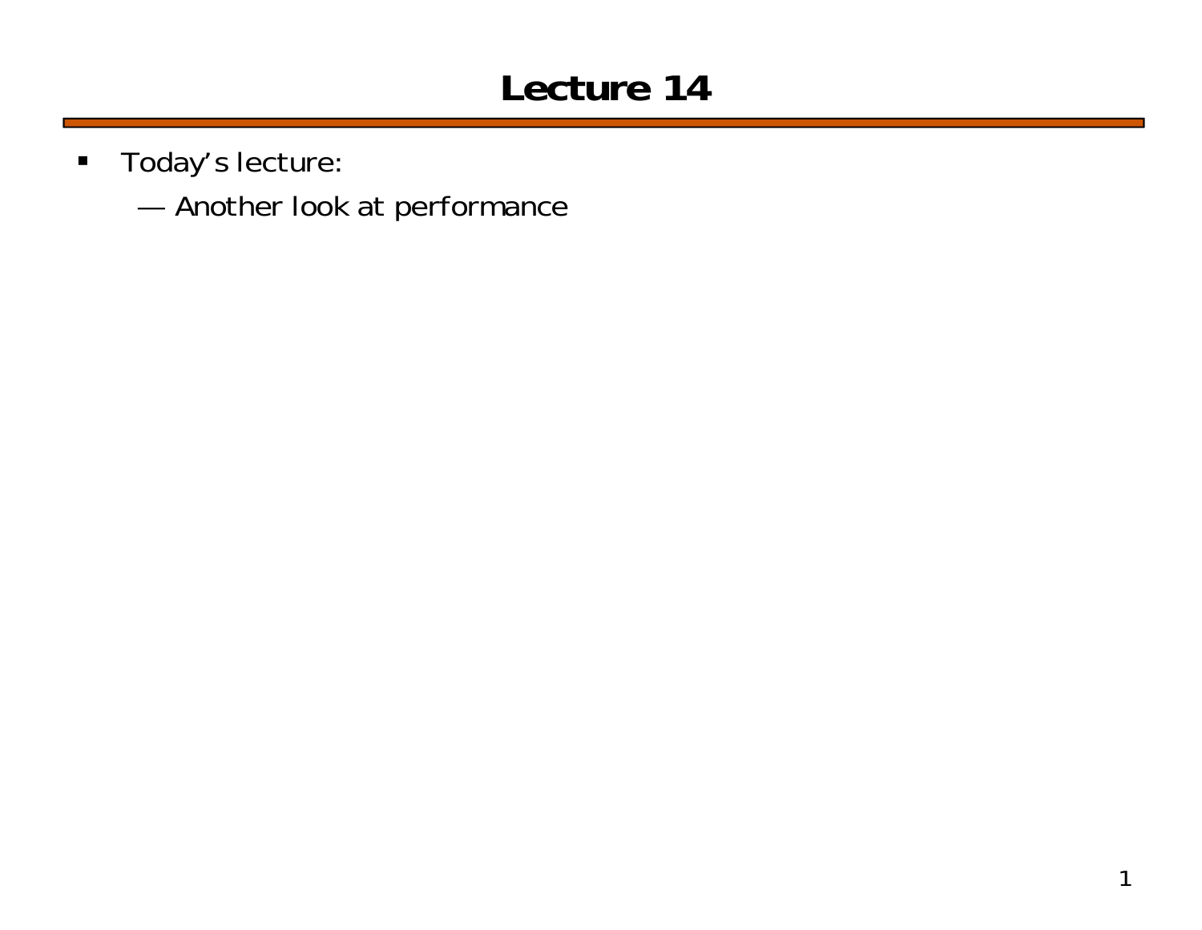# Lecture 14

- Today's lecture:
  - Another look at performance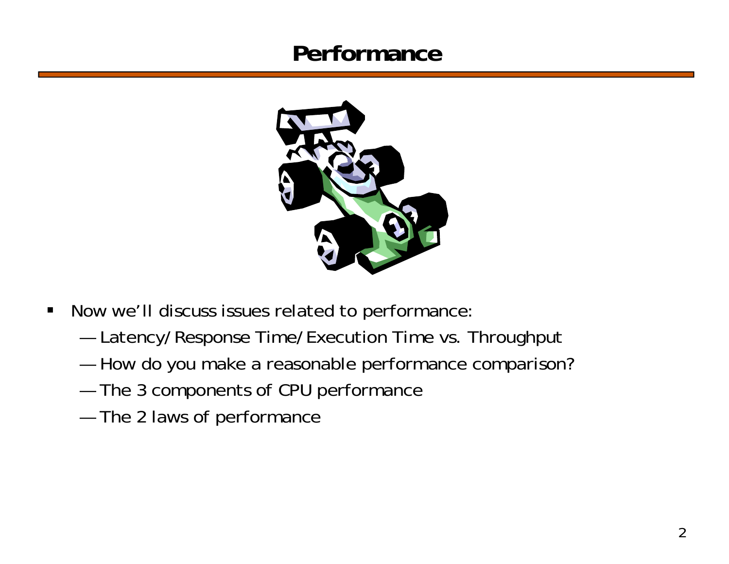# Performance

- Now we'll discuss issues related to performance:
  - Latency/Response Time/Execution Time vs. Throughput
  - How do you make a reasonable performance comparison?
  - The 3 components of CPU performance
  - The 2 laws of performance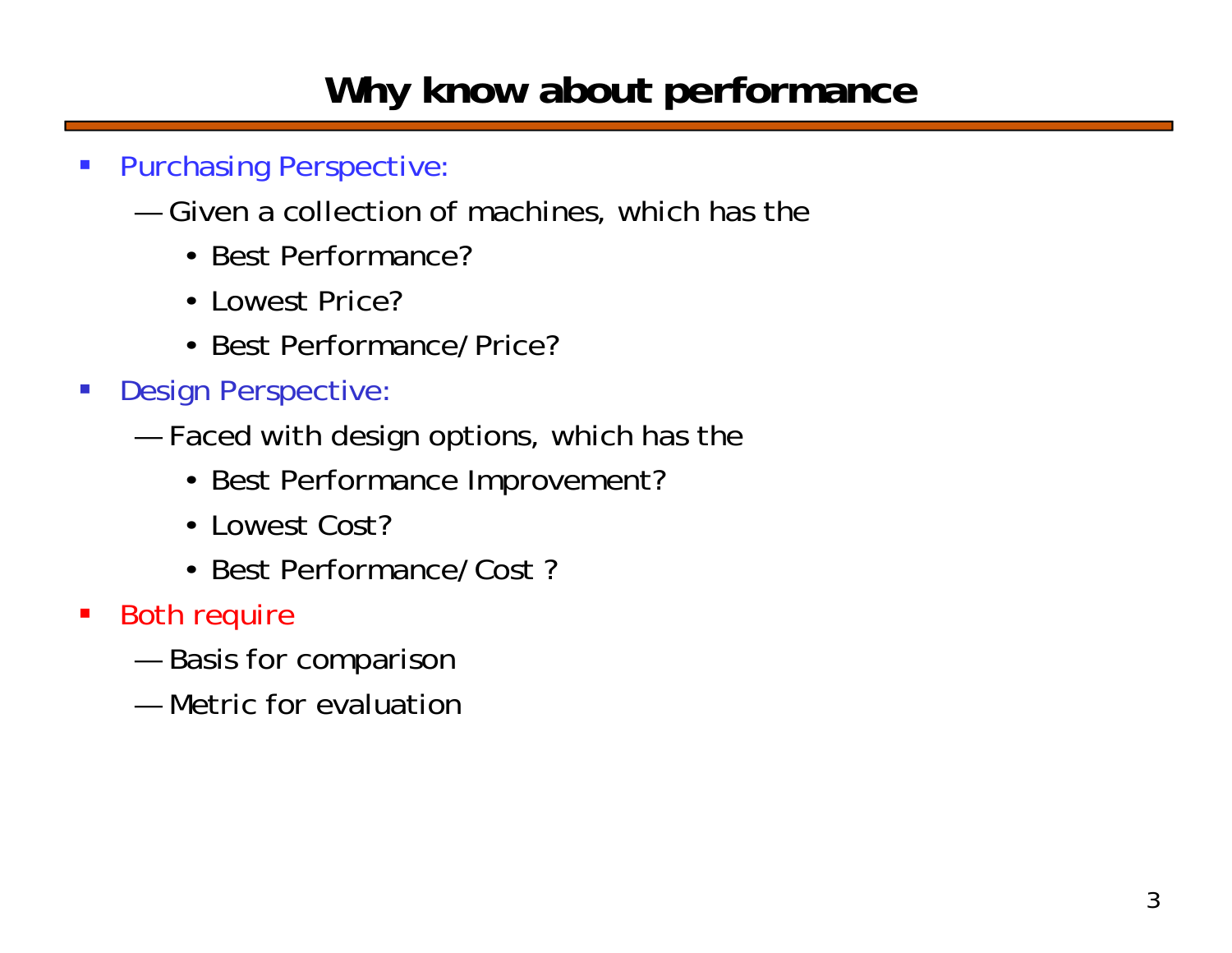# Why know about performance

- Purchasing Perspective:
  - Given a collection of machines, which has the
    - Best Performance?
    - Lowest Price?
    - Best Performance/Price?
- Design Perspective:
  - Faced with design options, which has the
    - Best Performance Improvement?
    - Lowest Cost?
    - Best Performance/Cost ?
- Both require
  - Basis for comparison
  - Metric for evaluation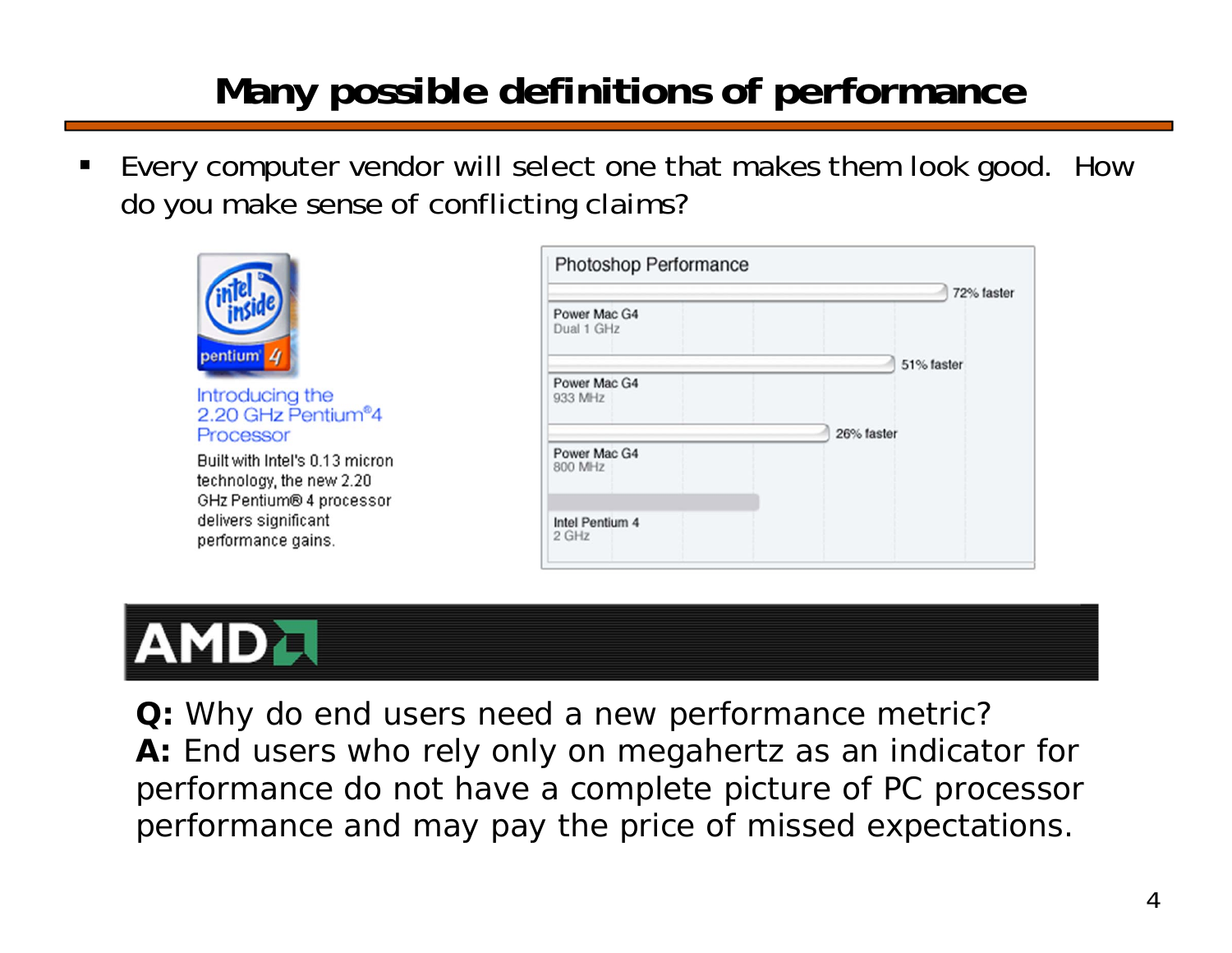# Many possible definitions of performance

- Every computer vendor will select one that makes them look good. How do you make sense of conflicting claims?

intel inside pentium 4

Introducing the 2.20 GHz Pentium®4 Processor

Built with Intel's 0.13 micron technology, the new 2.20 GHz Pentium® 4 processor delivers significant performance gains.

Photoshop Performance

72% faster

Power Mac G4
Dual 1 GHz

51% faster

Power Mac G4
933 MHz

26% faster

Power Mac G4
800 MHz

Intel Pentium 4
2 GHz

AMD

**Q:** Why do end users need a new performance metric?
**A:** End users who rely only on megahertz as an indicator for performance do not have a complete picture of PC processor performance and may pay the price of missed expectations.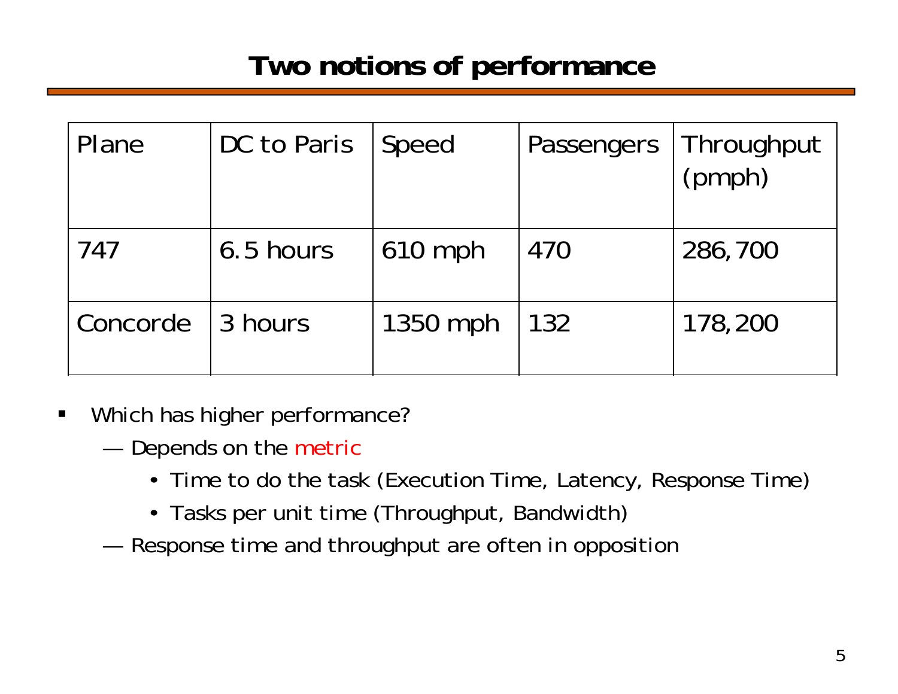# Two notions of performance

| Plane | DC to Paris | Speed | Passengers | Throughput (pmph) |
|---|---|---|---|---|
| 747 | 6.5 hours | 610 mph | 470 | 286,700 |
| Concorde | 3 hours | 1350 mph | 132 | 178,200 |

- Which has higher performance?
  - Depends on the metric
    - Time to do the task (Execution Time, Latency, Response Time)
    - Tasks per unit time (Throughput, Bandwidth)
  - Response time and throughput are often in opposition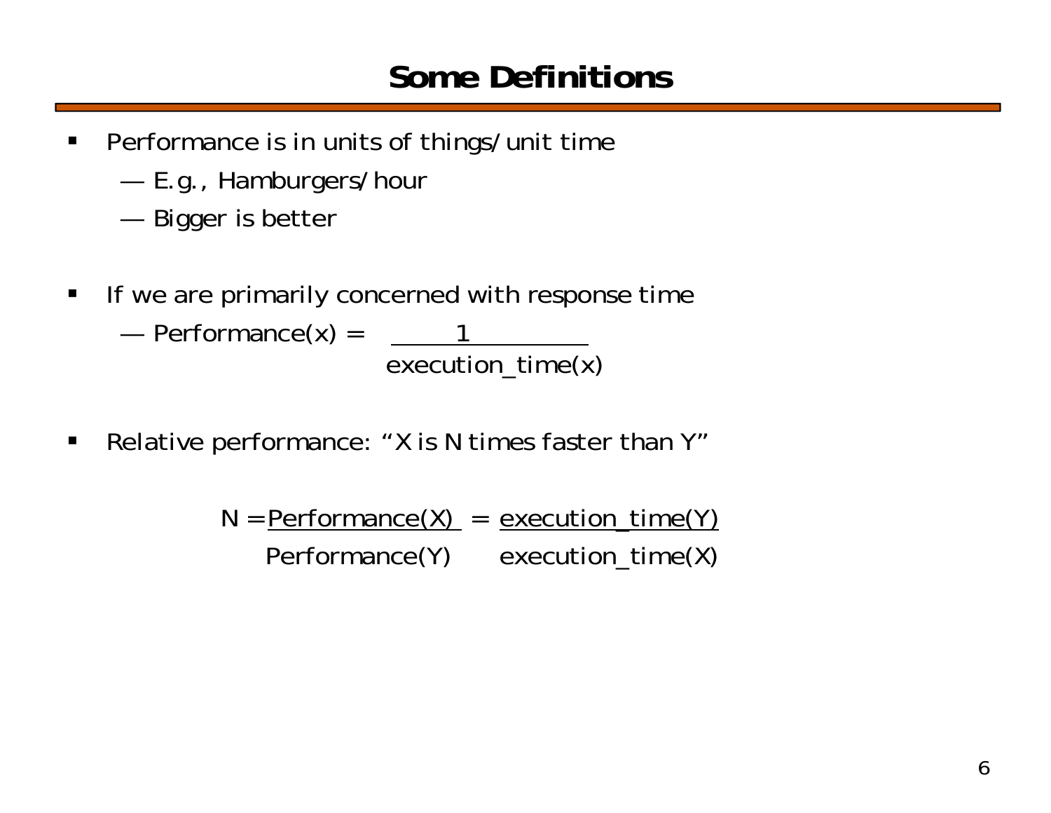# Some Definitions

- Performance is in units of things/unit time
  - E.g., Hamburgers/hour
  - Bigger is better

- If we are primarily concerned with response time
  - $\text{Performance}(x) = \dfrac{1}{\text{execution\_time}(x)}$

- Relative performance: "X is N times faster than Y"

$$N = \frac{\text{Performance}(X)}{\text{Performance}(Y)} = \frac{\text{execution\_time}(Y)}{\text{execution\_time}(X)}$$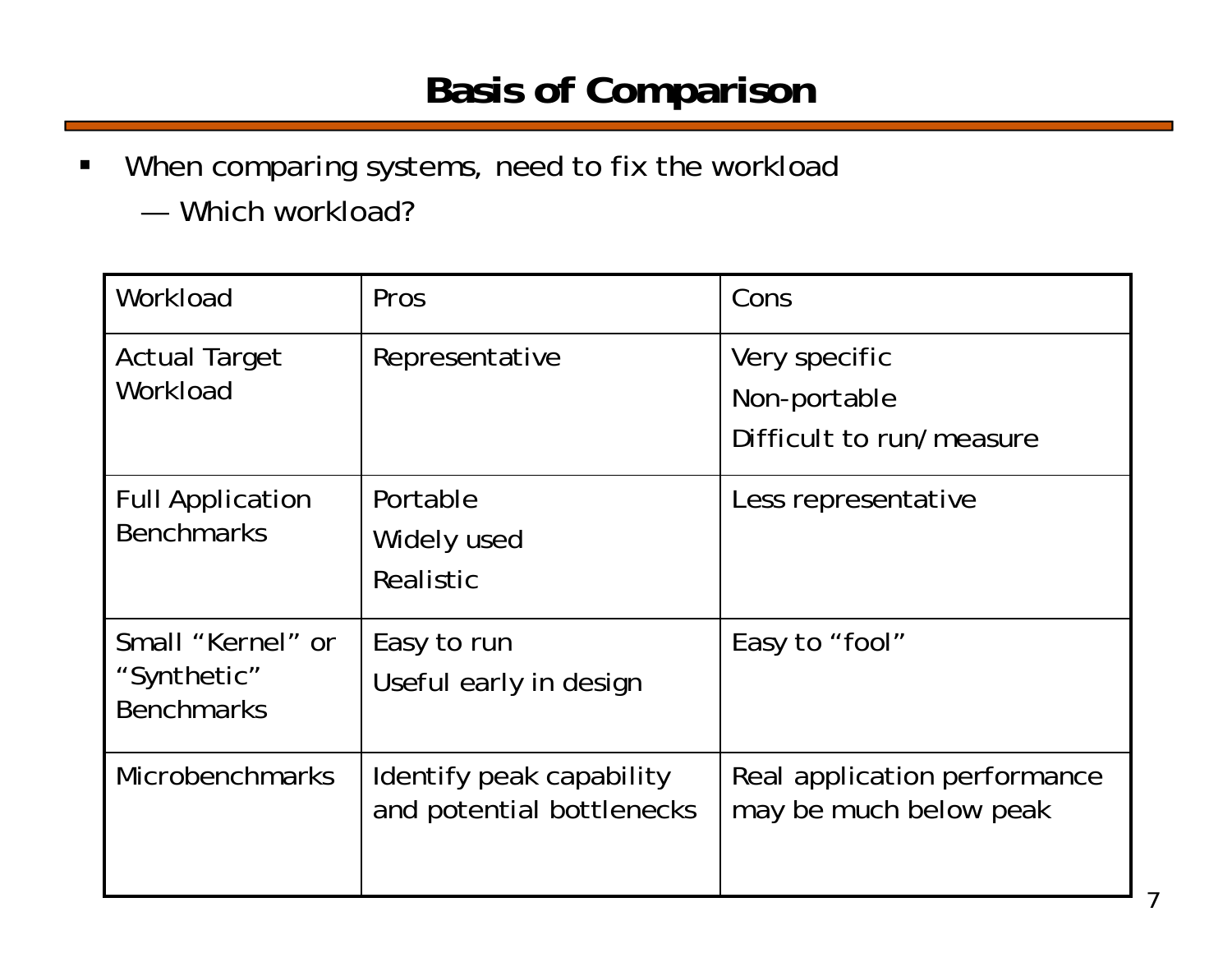# Basis of Comparison

- When comparing systems, need to fix the workload
  - — Which workload?

| Workload | Pros | Cons |
|---|---|---|
| Actual Target Workload | Representative | Very specific<br>Non-portable<br>Difficult to run/measure |
| Full Application Benchmarks | Portable<br>Widely used<br>Realistic | Less representative |
| Small "Kernel" or "Synthetic" Benchmarks | Easy to run<br>Useful early in design | Easy to "fool" |
| Microbenchmarks | Identify peak capability and potential bottlenecks | Real application performance may be much below peak |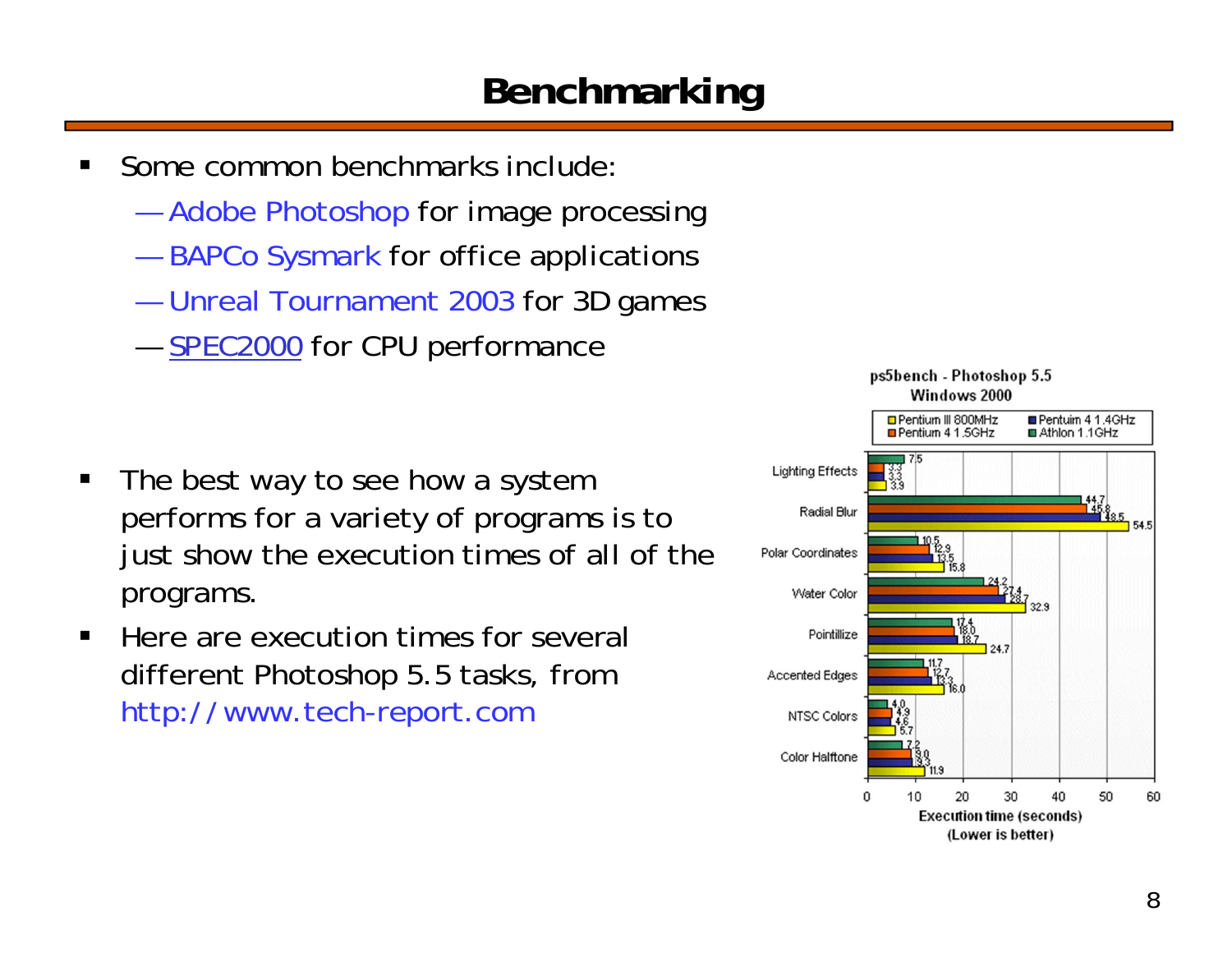# Benchmarking

- Some common benchmarks include:
  - — Adobe Photoshop for image processing
  - — BAPCo Sysmark for office applications
  - — Unreal Tournament 2003 for 3D games
  - — SPEC2000 for CPU performance

- The best way to see how a system performs for a variety of programs is to just show the execution times of all of the programs.
- Here are execution times for several different Photoshop 5.5 tasks, from http://www.tech-report.com

**ps5bench - Photoshop 5.5**
**Windows 2000**

| Task | Athlon 1.1GHz | Pentium 4 1.5GHz | Pentuim 4 1.4GHz | Pentium III 800MHz |
|---|---|---|---|---|
| Lighting Effects | 7.5 | 3.3 | 3.3 | 3.9 |
| Radial Blur | 44.7 | 45.8 | 48.5 | 54.5 |
| Polar Coordinates | 10.5 | 12.9 | 13.5 | 15.8 |
| Water Color | 24.2 | 27.4 | 28.7 | 32.9 |
| Pointillize | 17.4 | 18.0 | 18.7 | 24.7 |
| Accented Edges | 11.7 | 12.7 | 13.3 | 16.0 |
| NTSC Colors | 4.0 | 4.9 | 4.6 | 5.7 |
| Color Halftone | 7.2 | 9.0 | 9.3 | 11.9 |

Execution time (seconds)
(Lower is better)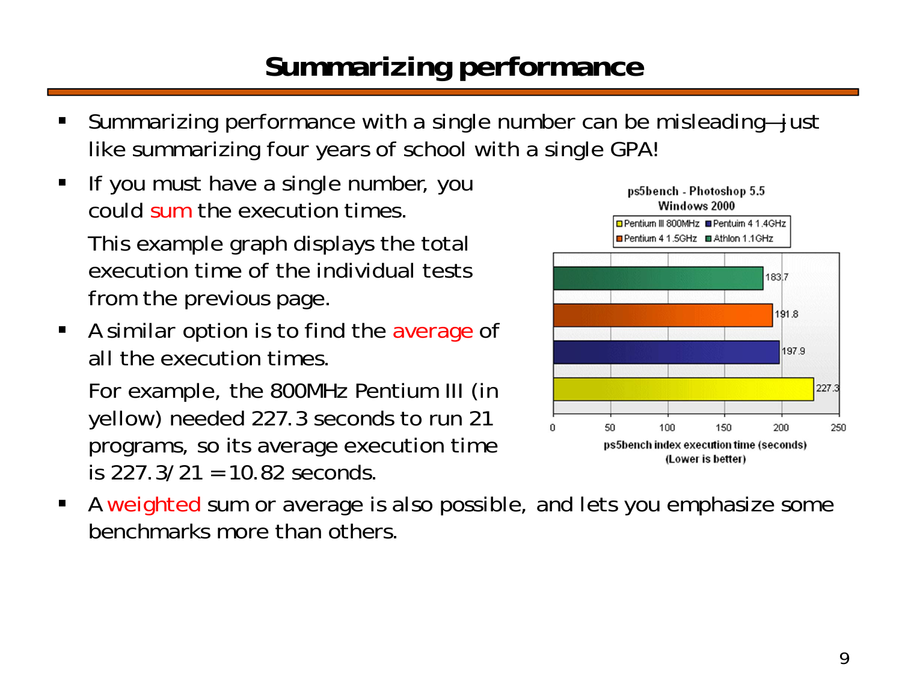# Summarizing performance

- Summarizing performance with a single number can be misleading—just like summarizing four years of school with a single GPA!
- If you must have a single number, you could sum the execution times.

  This example graph displays the total execution time of the individual tests from the previous page.
- A similar option is to find the average of all the execution times.

  For example, the 800MHz Pentium III (in yellow) needed 227.3 seconds to run 21 programs, so its average execution time is 227.3/21 = 10.82 seconds.
- A weighted sum or average is also possible, and lets you emphasize some benchmarks more than others.

ps5bench - Photoshop 5.5
Windows 2000

Pentium III 800MHz
Pentuim 4 1.4GHz
Pentium 4 1.5GHz
Athlon 1.1GHz

183.7
191.8
197.9
227.3

0
50
100
150
200
250

ps5bench index execution time (seconds)
(Lower is better)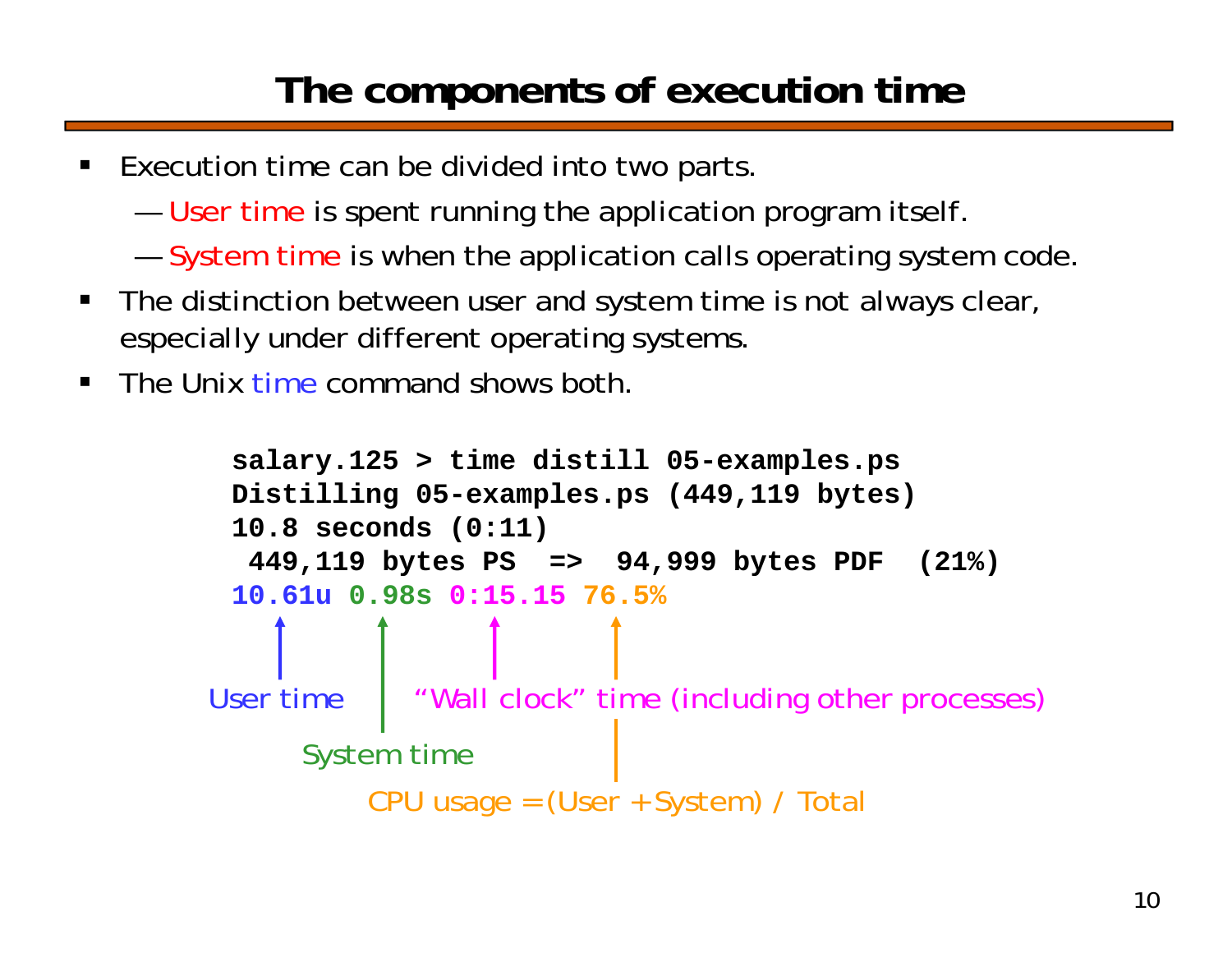# The components of execution time

- Execution time can be divided into two parts.
  - User time is spent running the application program itself.
  - System time is when the application calls operating system code.
- The distinction between user and system time is not always clear, especially under different operating systems.
- The Unix time command shows both.

```
salary.125 > time distill 05-examples.ps
Distilling 05-examples.ps (449,119 bytes)
10.8 seconds (0:11)
 449,119 bytes PS  =>  94,999 bytes PDF  (21%)
10.61u 0.98s 0:15.15 76.5%
```

User time

System time

"Wall clock" time (including other processes)

CPU usage = (User + System) / Total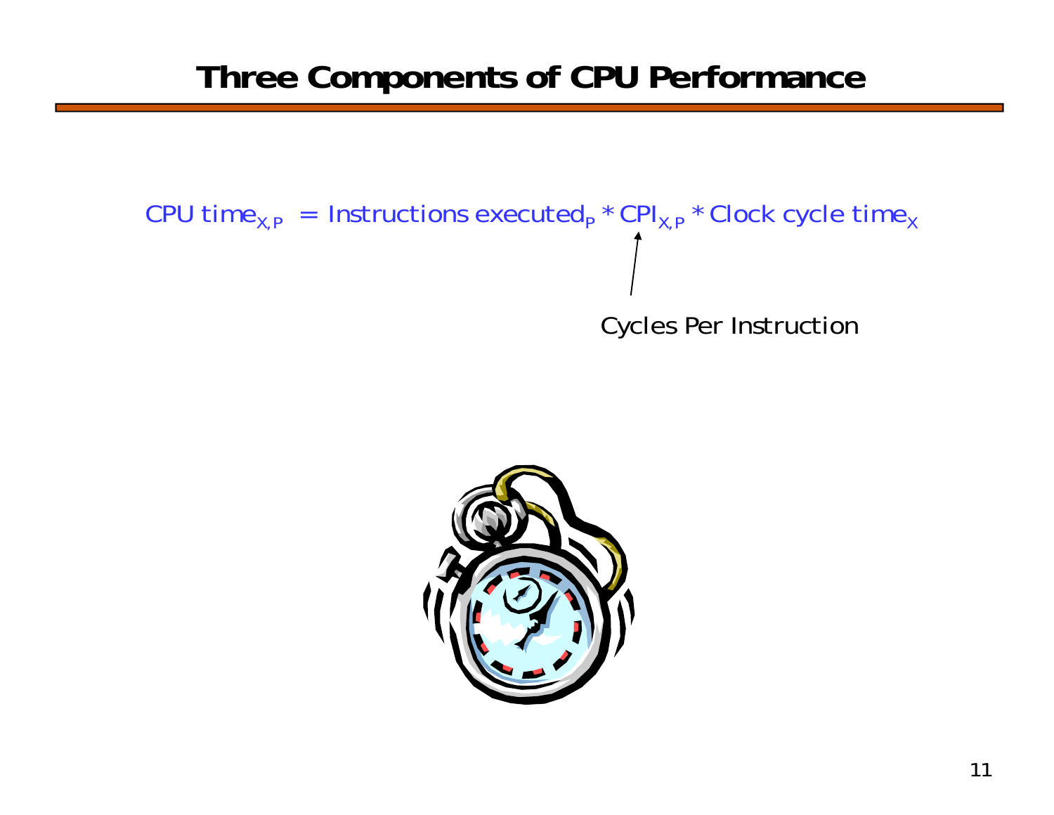# Three Components of CPU Performance

$$\text{CPU time}_{X,P} = \text{Instructions executed}_P * \text{CPI}_{X,P} * \text{Clock cycle time}_X$$

Cycles Per Instruction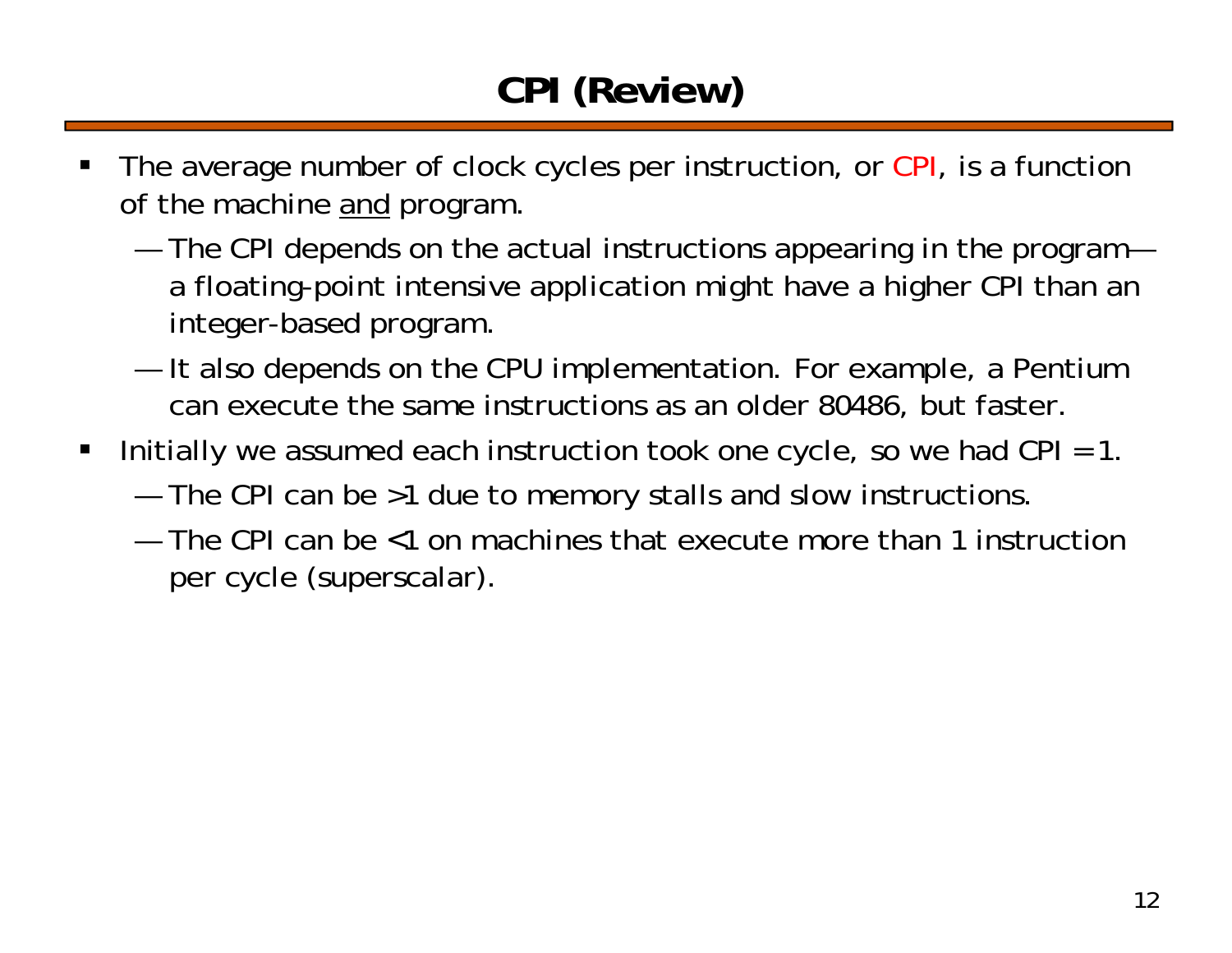# CPI (Review)

- The average number of clock cycles per instruction, or CPI, is a function of the machine <u>and</u> program.
  - The CPI depends on the actual instructions appearing in the program—a floating-point intensive application might have a higher CPI than an integer-based program.
  - It also depends on the CPU implementation. For example, a Pentium can execute the same instructions as an older 80486, but faster.
- Initially we assumed each instruction took one cycle, so we had CPI = 1.
  - The CPI can be >1 due to memory stalls and slow instructions.
  - The CPI can be <1 on machines that execute more than 1 instruction per cycle (superscalar).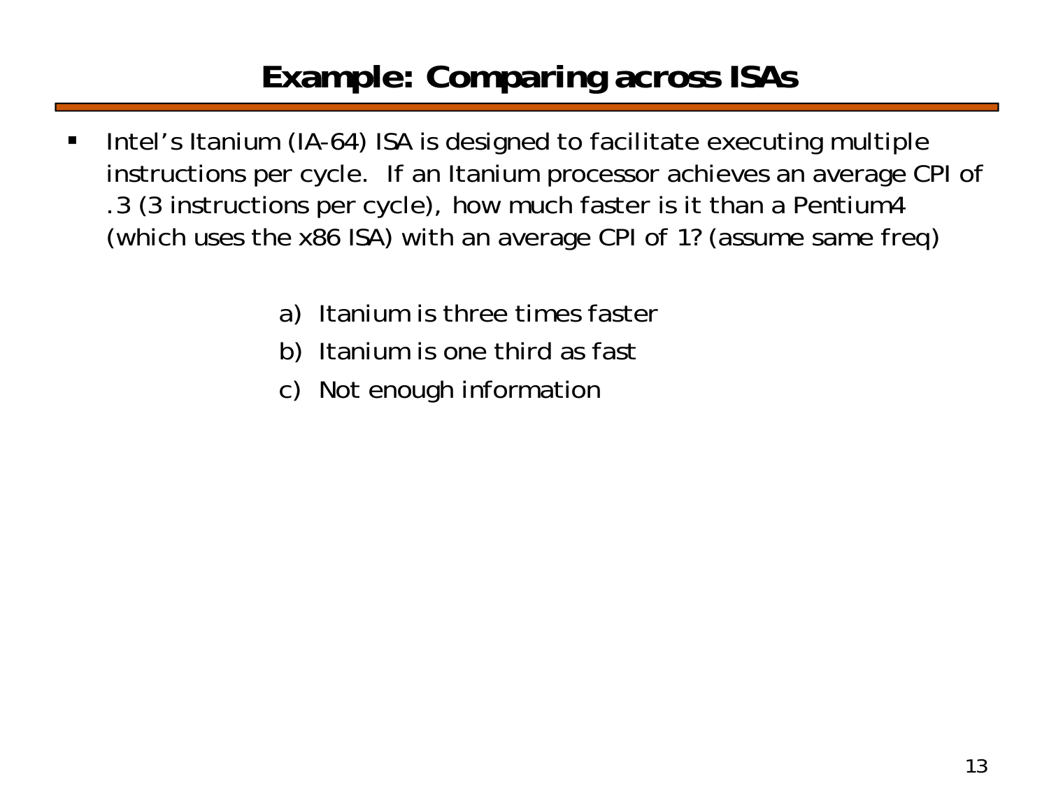# Example: Comparing across ISAs

- Intel's Itanium (IA-64) ISA is designed to facilitate executing multiple instructions per cycle. If an Itanium processor achieves an average CPI of .3 (3 instructions per cycle), how much faster is it than a Pentium4 (which uses the x86 ISA) with an average CPI of 1? (assume same freq)

  a) Itanium is three times faster
  b) Itanium is one third as fast
  c) Not enough information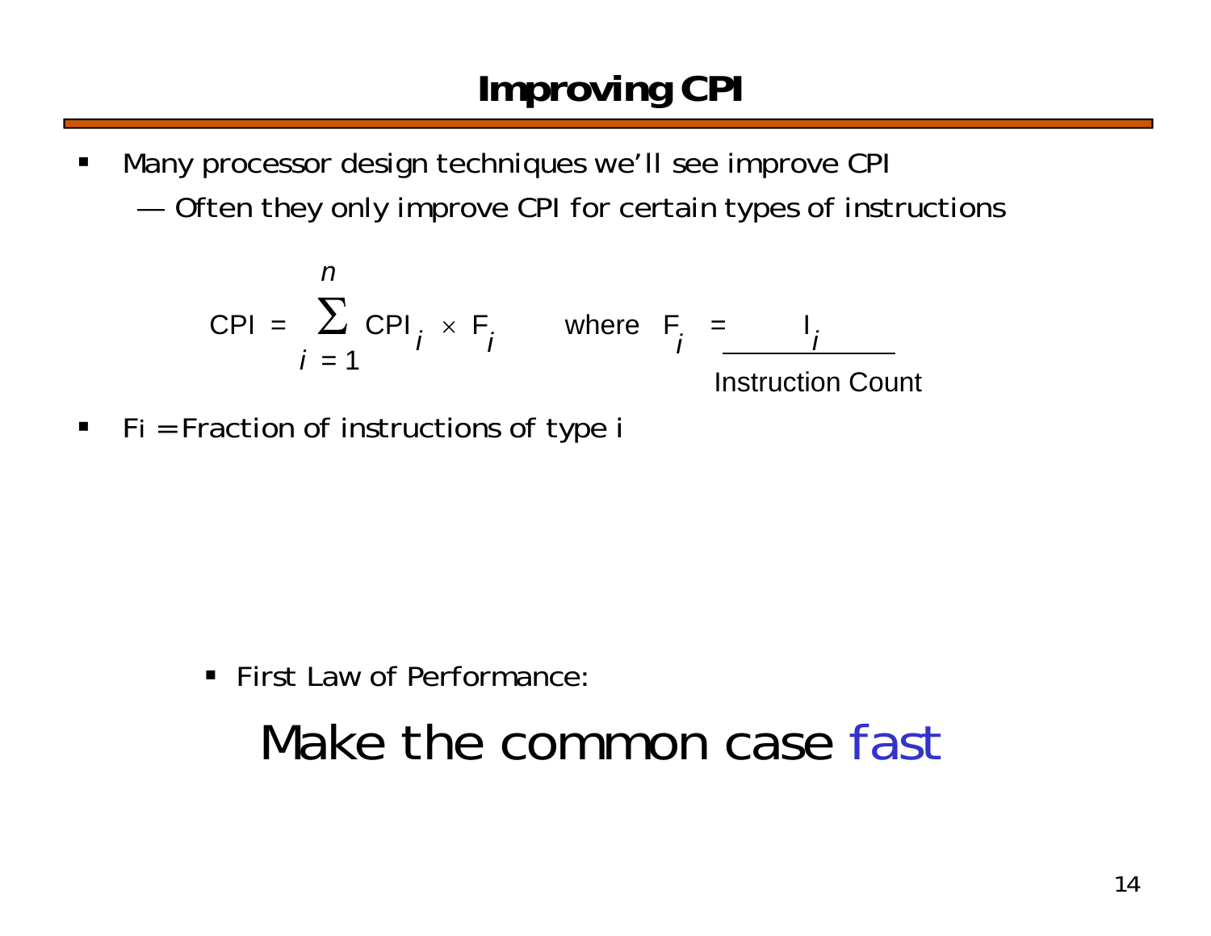# Improving CPI

- Many processor design techniques we'll see improve CPI
  - Often they only improve CPI for certain types of instructions

$$\text{CPI} = \sum_{i=1}^{n} \text{CPI}_i \times F_i \qquad \text{where} \quad F_i = \frac{I_i}{\text{Instruction Count}}$$

- Fi = Fraction of instructions of type i

  - First Law of Performance:

Make the common case fast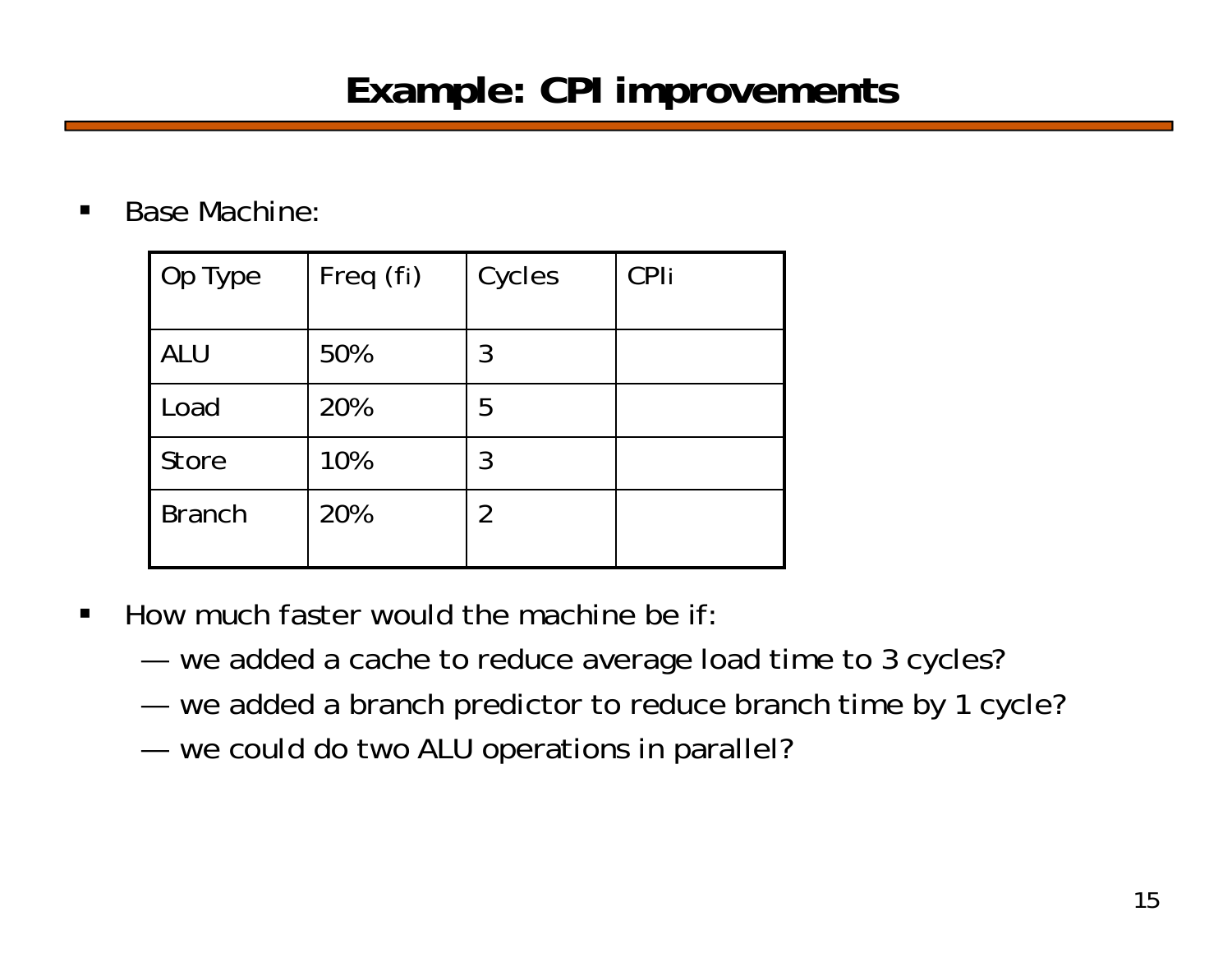# Example: CPI improvements

- Base Machine:

| Op Type | Freq ($f_i$) | Cycles | $CPI_i$ |
|---|---|---|---|
| ALU | 50% | 3 | |
| Load | 20% | 5 | |
| Store | 10% | 3 | |
| Branch | 20% | 2 | |

- How much faster would the machine be if:
  - we added a cache to reduce average load time to 3 cycles?
  - we added a branch predictor to reduce branch time by 1 cycle?
  - we could do two ALU operations in parallel?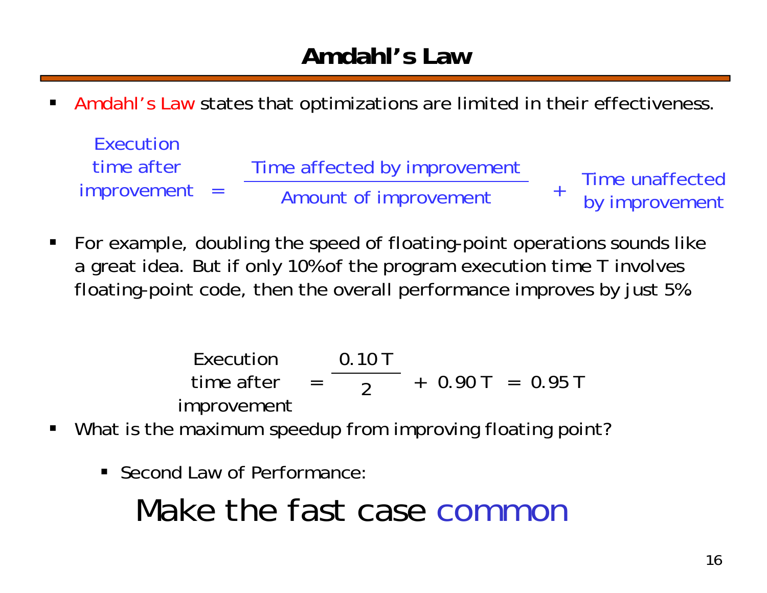# Amdahl's Law

- Amdahl's Law states that optimizations are limited in their effectiveness.

$$\text{Execution time after improvement} = \frac{\text{Time affected by improvement}}{\text{Amount of improvement}} + \text{Time unaffected by improvement}$$

- For example, doubling the speed of floating-point operations sounds like a great idea. But if only 10% of the program execution time T involves floating-point code, then the overall performance improves by just 5%.

$$\text{Execution time after improvement} = \frac{0.10\,T}{2} + 0.90\,T = 0.95\,T$$

- What is the maximum speedup from improving floating point?
  - Second Law of Performance:

Make the fast case common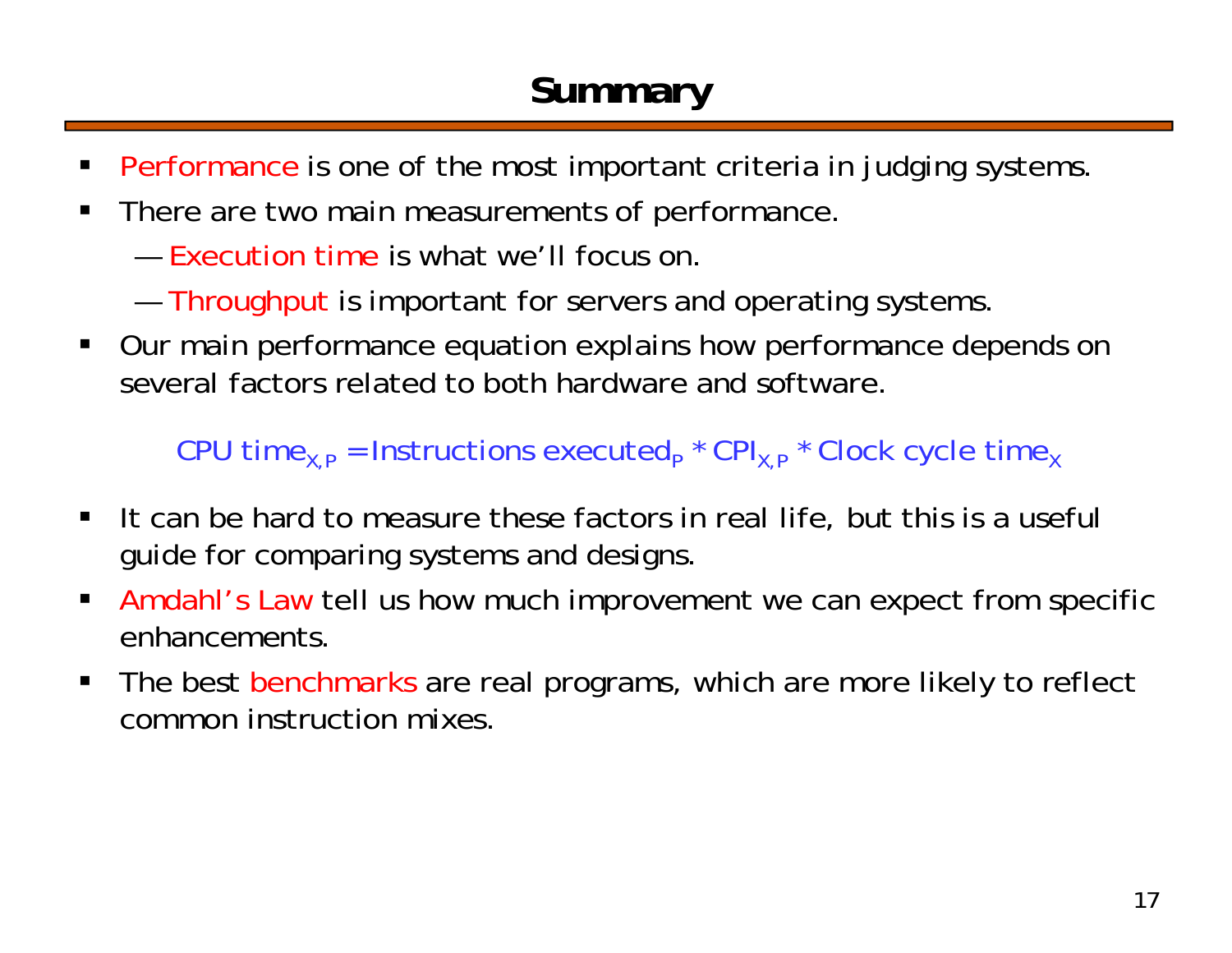# Summary

- Performance is one of the most important criteria in judging systems.
- There are two main measurements of performance.
  - Execution time is what we'll focus on.
  - Throughput is important for servers and operating systems.
- Our main performance equation explains how performance depends on several factors related to both hardware and software.

$$\text{CPU time}_{X,P} = \text{Instructions executed}_{P} * \text{CPI}_{X,P} * \text{Clock cycle time}_{X}$$

- It can be hard to measure these factors in real life, but this is a useful guide for comparing systems and designs.
- Amdahl's Law tell us how much improvement we can expect from specific enhancements.
- The best benchmarks are real programs, which are more likely to reflect common instruction mixes.